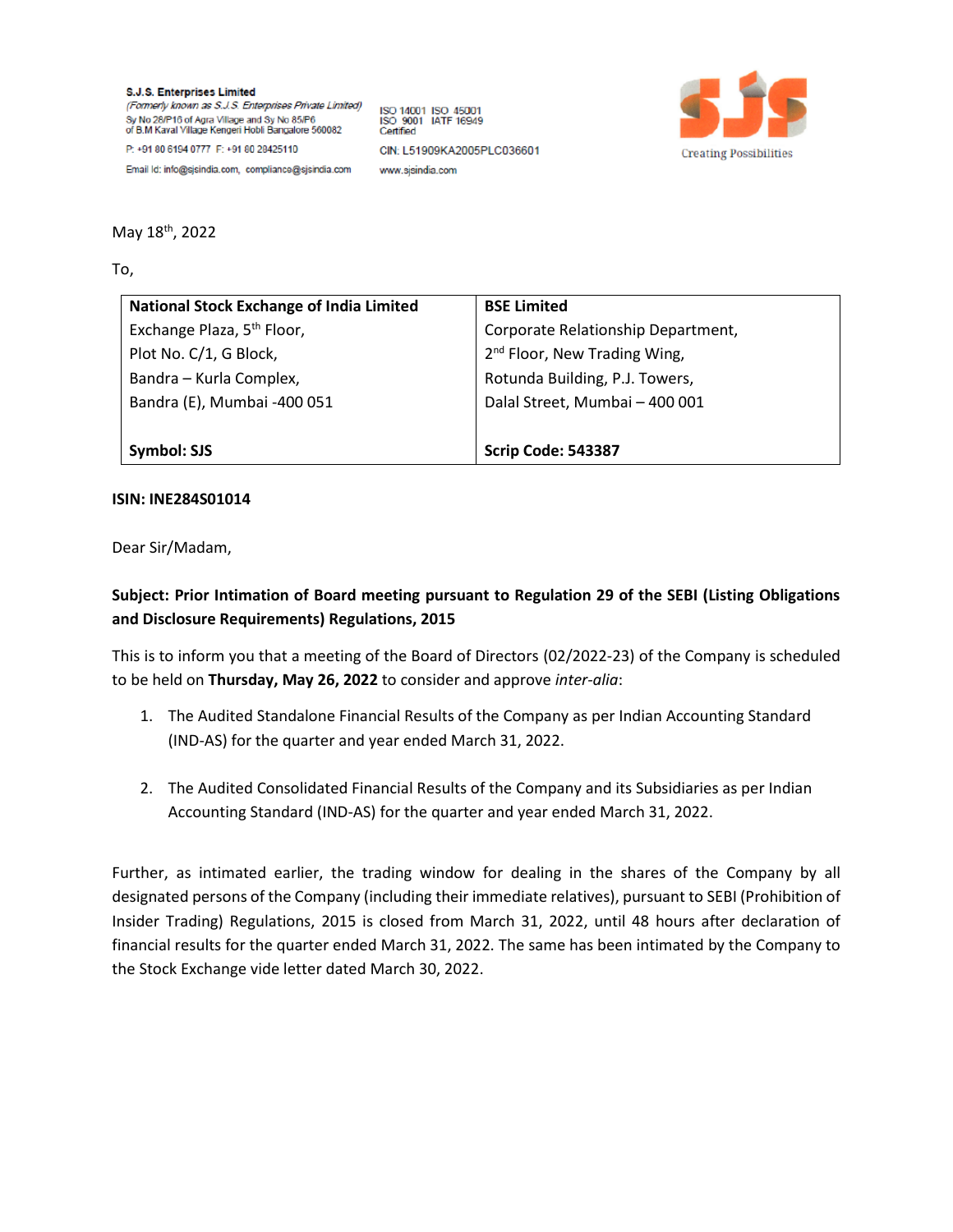**S.J.S. Enterprises Limited**
*(Formerly known as S.J.S. Enterprises Private Limited)*
Sy No 28/P16 of Agra Village and Sy No 85/P6
of B.M Kaval Village Kengeri Hobli Bangalore 560082

P: +91 80 6194 0777 F: +91 80 28425110

Email Id: info@sjsindia.com, compliance@sjsindia.com

ISO 14001 ISO 45001
ISO 9001 IATF 16949
Certified

CIN: L51909KA2005PLC036601

www.sjsindia.com

SJS
Creating Possibilities

May 18th, 2022

To,

| **National Stock Exchange of India Limited** | **BSE Limited** |
|---|---|
| Exchange Plaza, 5th Floor, | Corporate Relationship Department, |
| Plot No. C/1, G Block, | 2nd Floor, New Trading Wing, |
| Bandra – Kurla Complex, | Rotunda Building, P.J. Towers, |
| Bandra (E), Mumbai -400 051 | Dalal Street, Mumbai – 400 001 |
| **Symbol: SJS** | **Scrip Code: 543387** |

**ISIN: INE284S01014**

Dear Sir/Madam,

**Subject: Prior Intimation of Board meeting pursuant to Regulation 29 of the SEBI (Listing Obligations and Disclosure Requirements) Regulations, 2015**

This is to inform you that a meeting of the Board of Directors (02/2022-23) of the Company is scheduled to be held on **Thursday, May 26, 2022** to consider and approve *inter-alia*:

1. The Audited Standalone Financial Results of the Company as per Indian Accounting Standard (IND-AS) for the quarter and year ended March 31, 2022.

2. The Audited Consolidated Financial Results of the Company and its Subsidiaries as per Indian Accounting Standard (IND-AS) for the quarter and year ended March 31, 2022.

Further, as intimated earlier, the trading window for dealing in the shares of the Company by all designated persons of the Company (including their immediate relatives), pursuant to SEBI (Prohibition of Insider Trading) Regulations, 2015 is closed from March 31, 2022, until 48 hours after declaration of financial results for the quarter ended March 31, 2022. The same has been intimated by the Company to the Stock Exchange vide letter dated March 30, 2022.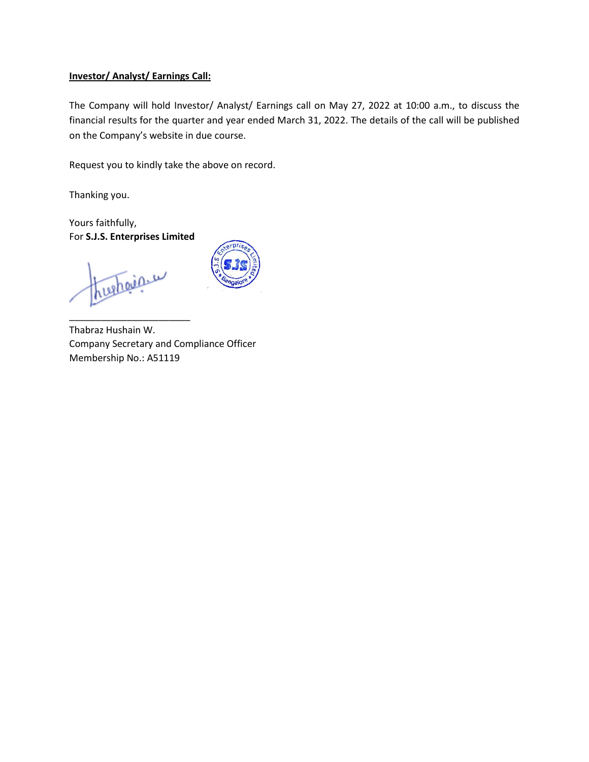**Investor/ Analyst/ Earnings Call:**

The Company will hold Investor/ Analyst/ Earnings call on May 27, 2022 at 10:00 a.m., to discuss the financial results for the quarter and year ended March 31, 2022. The details of the call will be published on the Company's website in due course.

Request you to kindly take the above on record.

Thanking you.

Yours faithfully,
For **S.J.S. Enterprises Limited**

Thabraz Hushain W.
Company Secretary and Compliance Officer
Membership No.: A51119